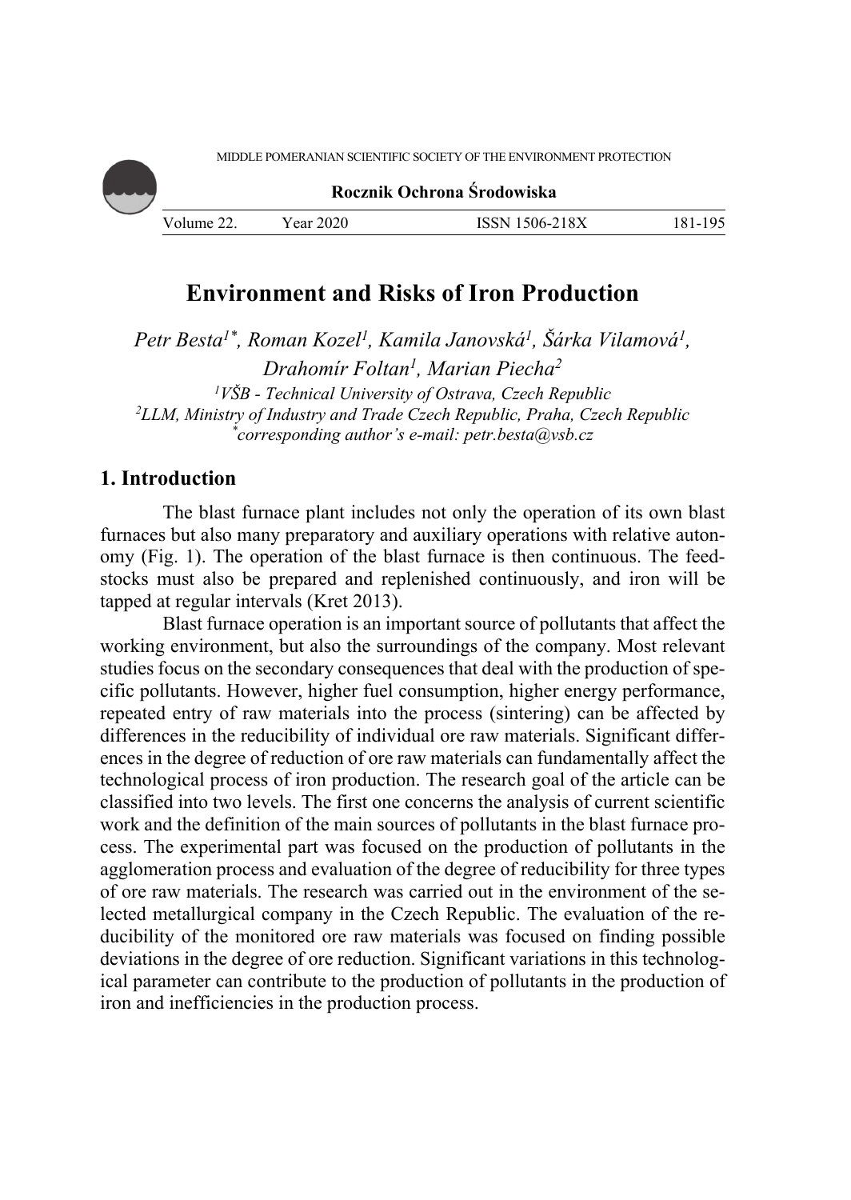# Environment and Risks of Iron Production

*Petr Besta[1*], Roman Kozel[1], Kamila Janovská[1], Šárka Vilamová[1], Drahomír Foltan[1], Marian Piecha[2]*

*[1]VŠB - Technical University of Ostrava, Czech Republic*
*[2]LLM, Ministry of Industry and Trade Czech Republic, Praha, Czech Republic*
*[*]corresponding author's e-mail: petr.besta@vsb.cz*

## 1. Introduction

The blast furnace plant includes not only the operation of its own blast furnaces but also many preparatory and auxiliary operations with relative autonomy (Fig. 1). The operation of the blast furnace is then continuous. The feedstocks must also be prepared and replenished continuously, and iron will be tapped at regular intervals (Kret 2013).

Blast furnace operation is an important source of pollutants that affect the working environment, but also the surroundings of the company. Most relevant studies focus on the secondary consequences that deal with the production of specific pollutants. However, higher fuel consumption, higher energy performance, repeated entry of raw materials into the process (sintering) can be affected by differences in the reducibility of individual ore raw materials. Significant differences in the degree of reduction of ore raw materials can fundamentally affect the technological process of iron production. The research goal of the article can be classified into two levels. The first one concerns the analysis of current scientific work and the definition of the main sources of pollutants in the blast furnace process. The experimental part was focused on the production of pollutants in the agglomeration process and evaluation of the degree of reducibility for three types of ore raw materials. The research was carried out in the environment of the selected metallurgical company in the Czech Republic. The evaluation of the reducibility of the monitored ore raw materials was focused on finding possible deviations in the degree of ore reduction. Significant variations in this technological parameter can contribute to the production of pollutants in the production of iron and inefficiencies in the production process.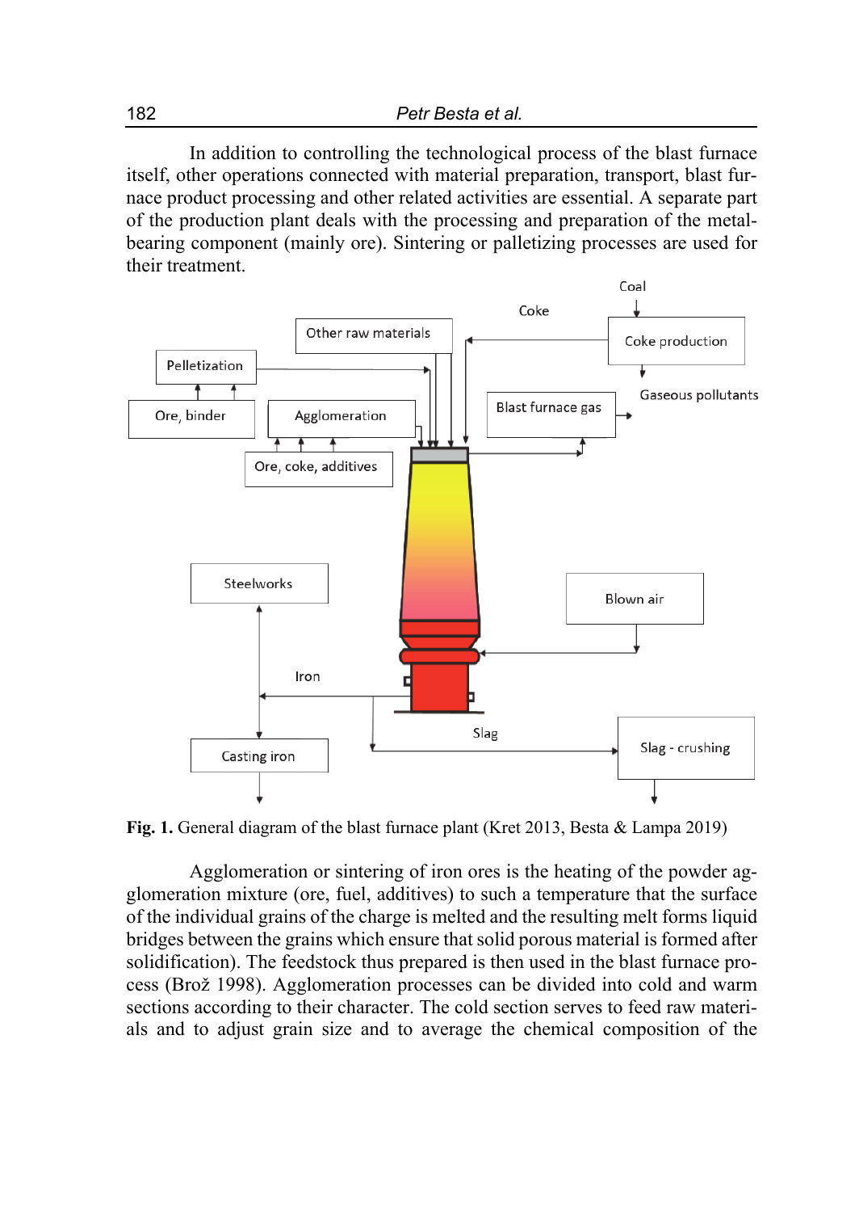In addition to controlling the technological process of the blast furnace itself, other operations connected with material preparation, transport, blast furnace product processing and other related activities are essential. A separate part of the production plant deals with the processing and preparation of the metal-bearing component (mainly ore). Sintering or palletizing processes are used for their treatment.

**Fig. 1.** General diagram of the blast furnace plant (Kret 2013, Besta & Lampa 2019)

Agglomeration or sintering of iron ores is the heating of the powder agglomeration mixture (ore, fuel, additives) to such a temperature that the surface of the individual grains of the charge is melted and the resulting melt forms liquid bridges between the grains which ensure that solid porous material is formed after solidification). The feedstock thus prepared is then used in the blast furnace process (Brož 1998). Agglomeration processes can be divided into cold and warm sections according to their character. The cold section serves to feed raw materials and to adjust grain size and to average the chemical composition of the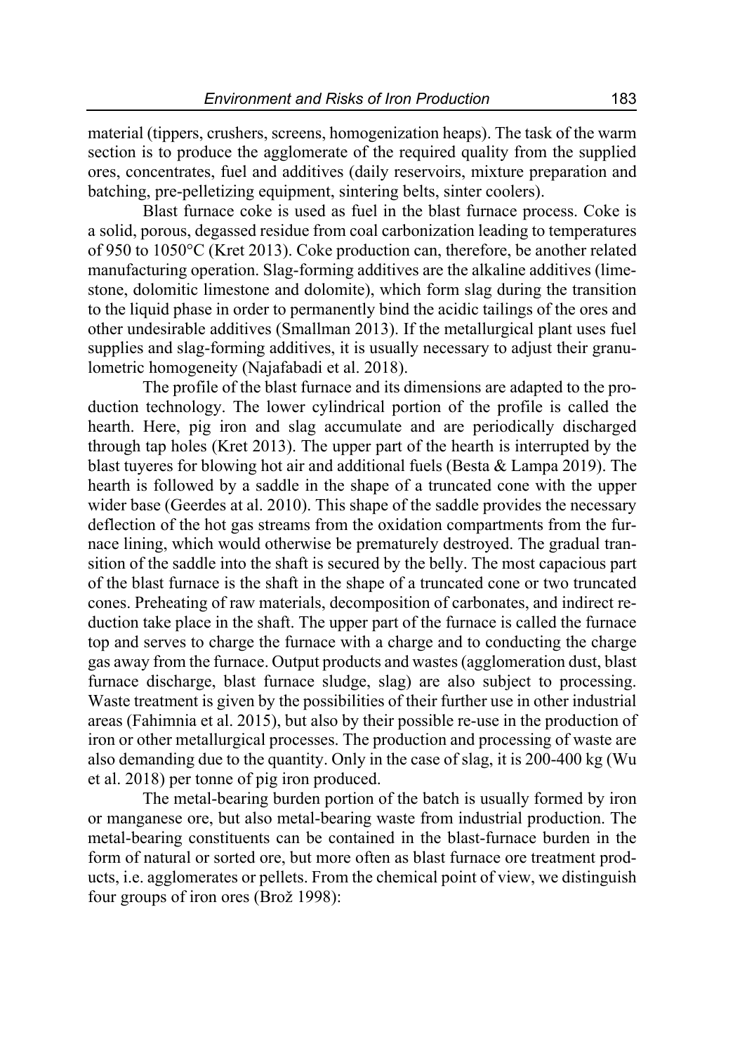material (tippers, crushers, screens, homogenization heaps). The task of the warm section is to produce the agglomerate of the required quality from the supplied ores, concentrates, fuel and additives (daily reservoirs, mixture preparation and batching, pre-pelletizing equipment, sintering belts, sinter coolers).

Blast furnace coke is used as fuel in the blast furnace process. Coke is a solid, porous, degassed residue from coal carbonization leading to temperatures of 950 to 1050°C (Kret 2013). Coke production can, therefore, be another related manufacturing operation. Slag-forming additives are the alkaline additives (limestone, dolomitic limestone and dolomite), which form slag during the transition to the liquid phase in order to permanently bind the acidic tailings of the ores and other undesirable additives (Smallman 2013). If the metallurgical plant uses fuel supplies and slag-forming additives, it is usually necessary to adjust their granulometric homogeneity (Najafabadi et al. 2018).

The profile of the blast furnace and its dimensions are adapted to the production technology. The lower cylindrical portion of the profile is called the hearth. Here, pig iron and slag accumulate and are periodically discharged through tap holes (Kret 2013). The upper part of the hearth is interrupted by the blast tuyeres for blowing hot air and additional fuels (Besta & Lampa 2019). The hearth is followed by a saddle in the shape of a truncated cone with the upper wider base (Geerdes at al. 2010). This shape of the saddle provides the necessary deflection of the hot gas streams from the oxidation compartments from the furnace lining, which would otherwise be prematurely destroyed. The gradual transition of the saddle into the shaft is secured by the belly. The most capacious part of the blast furnace is the shaft in the shape of a truncated cone or two truncated cones. Preheating of raw materials, decomposition of carbonates, and indirect reduction take place in the shaft. The upper part of the furnace is called the furnace top and serves to charge the furnace with a charge and to conducting the charge gas away from the furnace. Output products and wastes (agglomeration dust, blast furnace discharge, blast furnace sludge, slag) are also subject to processing. Waste treatment is given by the possibilities of their further use in other industrial areas (Fahimnia et al. 2015), but also by their possible re-use in the production of iron or other metallurgical processes. The production and processing of waste are also demanding due to the quantity. Only in the case of slag, it is 200-400 kg (Wu et al. 2018) per tonne of pig iron produced.

The metal-bearing burden portion of the batch is usually formed by iron or manganese ore, but also metal-bearing waste from industrial production. The metal-bearing constituents can be contained in the blast-furnace burden in the form of natural or sorted ore, but more often as blast furnace ore treatment products, i.e. agglomerates or pellets. From the chemical point of view, we distinguish four groups of iron ores (Brož 1998):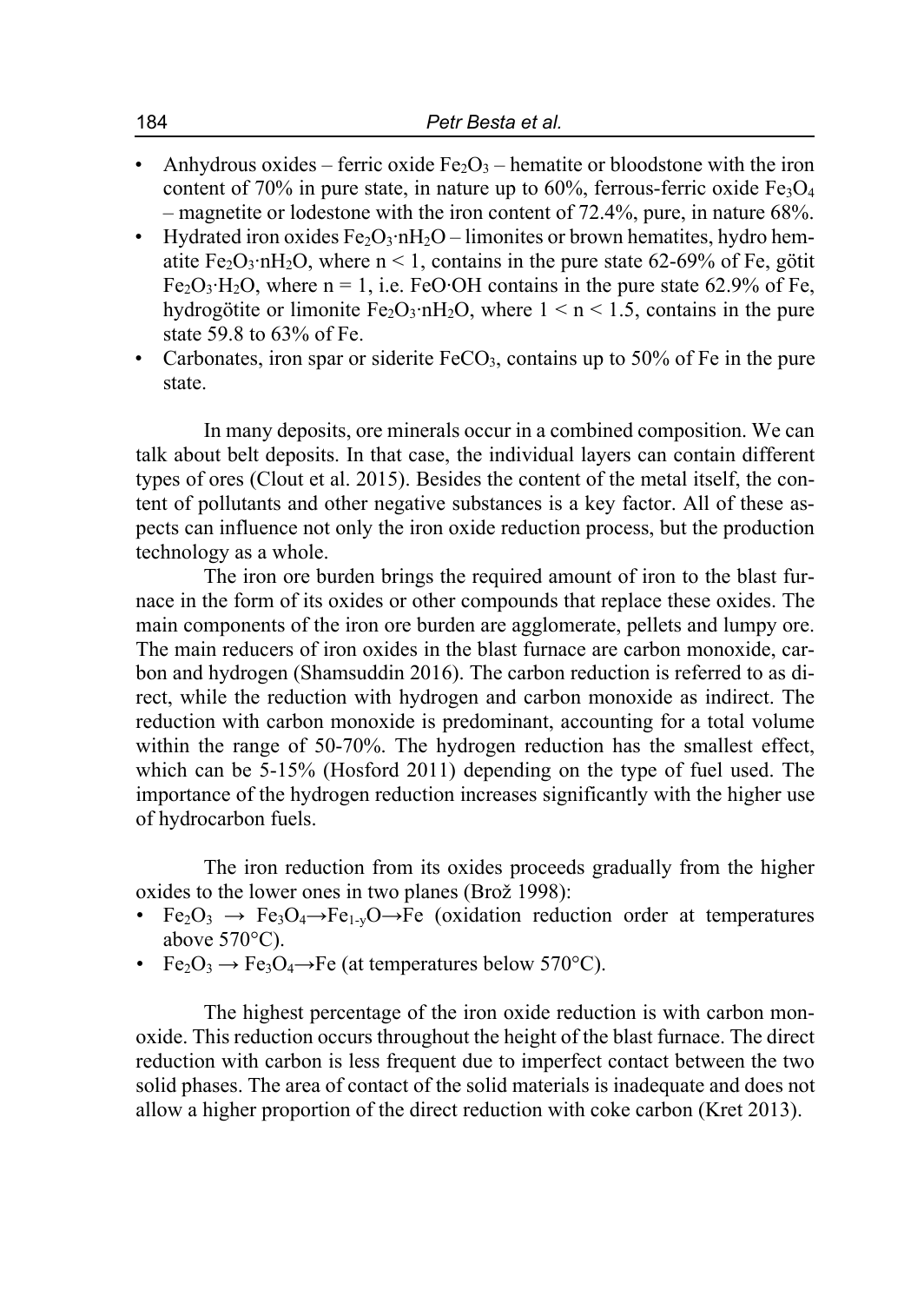- Anhydrous oxides – ferric oxide $Fe_2O_3$ – hematite or bloodstone with the iron content of 70% in pure state, in nature up to 60%, ferrous-ferric oxide $Fe_3O_4$ – magnetite or lodestone with the iron content of 72.4%, pure, in nature 68%.
- Hydrated iron oxides $Fe_2O_3 \cdot nH_2O$ – limonites or brown hematites, hydro hematite $Fe_2O_3 \cdot nH_2O$, where $n < 1$, contains in the pure state 62-69% of Fe, götit $Fe_2O_3 \cdot H_2O$, where $n = 1$, i.e. $FeO \cdot OH$ contains in the pure state 62.9% of Fe, hydrogötite or limonite $Fe_2O_3 \cdot nH_2O$, where $1 < n < 1.5$, contains in the pure state 59.8 to 63% of Fe.
- Carbonates, iron spar or siderite $FeCO_3$, contains up to 50% of Fe in the pure state.

In many deposits, ore minerals occur in a combined composition. We can talk about belt deposits. In that case, the individual layers can contain different types of ores (Clout et al. 2015). Besides the content of the metal itself, the content of pollutants and other negative substances is a key factor. All of these aspects can influence not only the iron oxide reduction process, but the production technology as a whole.

The iron ore burden brings the required amount of iron to the blast furnace in the form of its oxides or other compounds that replace these oxides. The main components of the iron ore burden are agglomerate, pellets and lumpy ore. The main reducers of iron oxides in the blast furnace are carbon monoxide, carbon and hydrogen (Shamsuddin 2016). The carbon reduction is referred to as direct, while the reduction with hydrogen and carbon monoxide as indirect. The reduction with carbon monoxide is predominant, accounting for a total volume within the range of 50-70%. The hydrogen reduction has the smallest effect, which can be 5-15% (Hosford 2011) depending on the type of fuel used. The importance of the hydrogen reduction increases significantly with the higher use of hydrocarbon fuels.

The iron reduction from its oxides proceeds gradually from the higher oxides to the lower ones in two planes (Brož 1998):

- $Fe_2O_3 \rightarrow Fe_3O_4 \rightarrow Fe_{1-y}O \rightarrow Fe$ (oxidation reduction order at temperatures above 570°C).
- $Fe_2O_3 \rightarrow Fe_3O_4 \rightarrow Fe$ (at temperatures below 570°C).

The highest percentage of the iron oxide reduction is with carbon monoxide. This reduction occurs throughout the height of the blast furnace. The direct reduction with carbon is less frequent due to imperfect contact between the two solid phases. The area of contact of the solid materials is inadequate and does not allow a higher proportion of the direct reduction with coke carbon (Kret 2013).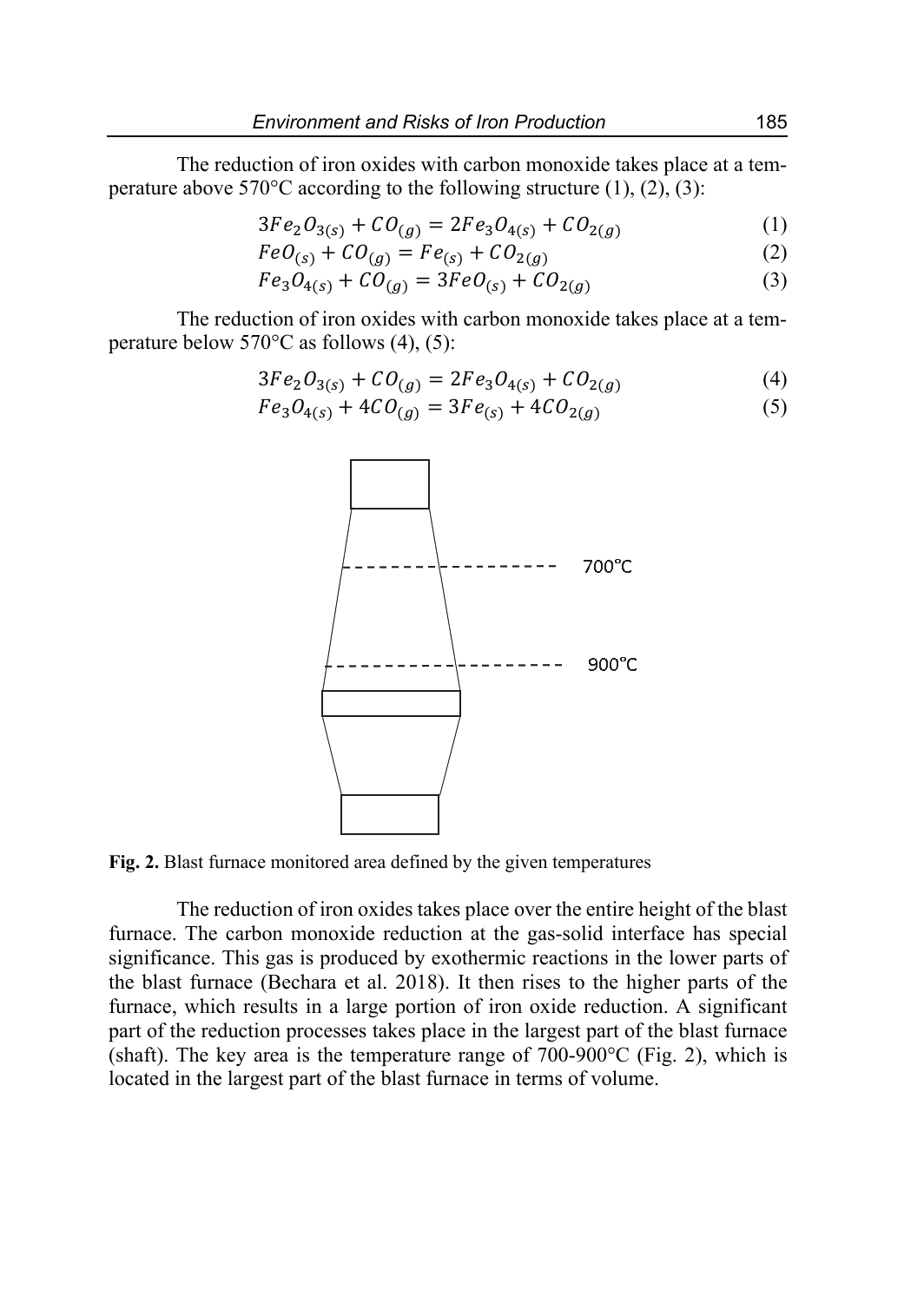The reduction of iron oxides with carbon monoxide takes place at a temperature above 570°C according to the following structure (1), (2), (3):

$$3Fe_2O_{3(s)} + CO_{(g)} = 2Fe_3O_{4(s)} + CO_{2(g)} \tag{1}$$

$$FeO_{(s)} + CO_{(g)} = Fe_{(s)} + CO_{2(g)} \tag{2}$$

$$Fe_3O_{4(s)} + CO_{(g)} = 3FeO_{(s)} + CO_{2(g)} \tag{3}$$

The reduction of iron oxides with carbon monoxide takes place at a temperature below 570°C as follows (4), (5):

$$3Fe_2O_{3(s)} + CO_{(g)} = 2Fe_3O_{4(s)} + CO_{2(g)} \tag{4}$$

$$Fe_3O_{4(s)} + 4CO_{(g)} = 3Fe_{(s)} + 4CO_{2(g)} \tag{5}$$

700°C

900°C

**Fig. 2.** Blast furnace monitored area defined by the given temperatures

The reduction of iron oxides takes place over the entire height of the blast furnace. The carbon monoxide reduction at the gas-solid interface has special significance. This gas is produced by exothermic reactions in the lower parts of the blast furnace (Bechara et al. 2018). It then rises to the higher parts of the furnace, which results in a large portion of iron oxide reduction. A significant part of the reduction processes takes place in the largest part of the blast furnace (shaft). The key area is the temperature range of 700-900°C (Fig. 2), which is located in the largest part of the blast furnace in terms of volume.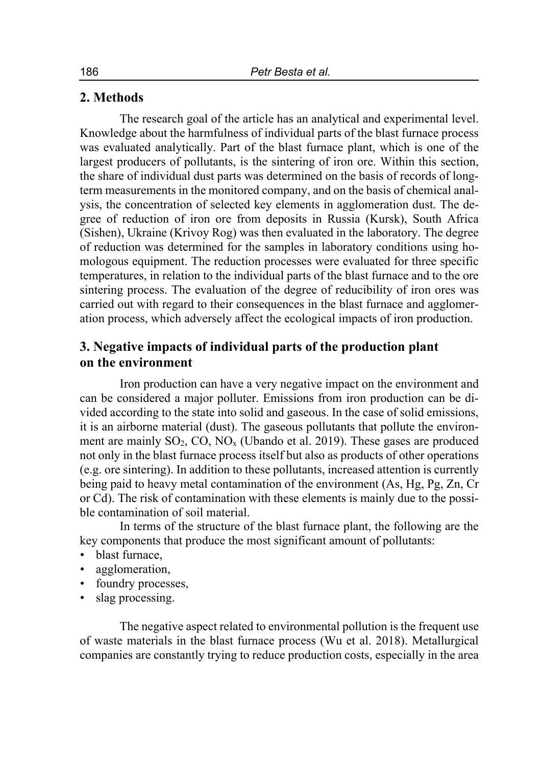## 2. Methods

The research goal of the article has an analytical and experimental level. Knowledge about the harmfulness of individual parts of the blast furnace process was evaluated analytically. Part of the blast furnace plant, which is one of the largest producers of pollutants, is the sintering of iron ore. Within this section, the share of individual dust parts was determined on the basis of records of long-term measurements in the monitored company, and on the basis of chemical analysis, the concentration of selected key elements in agglomeration dust. The degree of reduction of iron ore from deposits in Russia (Kursk), South Africa (Sishen), Ukraine (Krivoy Rog) was then evaluated in the laboratory. The degree of reduction was determined for the samples in laboratory conditions using homologous equipment. The reduction processes were evaluated for three specific temperatures, in relation to the individual parts of the blast furnace and to the ore sintering process. The evaluation of the degree of reducibility of iron ores was carried out with regard to their consequences in the blast furnace and agglomeration process, which adversely affect the ecological impacts of iron production.

## 3. Negative impacts of individual parts of the production plant on the environment

Iron production can have a very negative impact on the environment and can be considered a major polluter. Emissions from iron production can be divided according to the state into solid and gaseous. In the case of solid emissions, it is an airborne material (dust). The gaseous pollutants that pollute the environment are mainly $SO_2$, CO, $NO_x$ (Ubando et al. 2019). These gases are produced not only in the blast furnace process itself but also as products of other operations (e.g. ore sintering). In addition to these pollutants, increased attention is currently being paid to heavy metal contamination of the environment (As, Hg, Pg, Zn, Cr or Cd). The risk of contamination with these elements is mainly due to the possible contamination of soil material.

In terms of the structure of the blast furnace plant, the following are the key components that produce the most significant amount of pollutants:

- blast furnace,
- agglomeration,
- foundry processes,
- slag processing.

The negative aspect related to environmental pollution is the frequent use of waste materials in the blast furnace process (Wu et al. 2018). Metallurgical companies are constantly trying to reduce production costs, especially in the area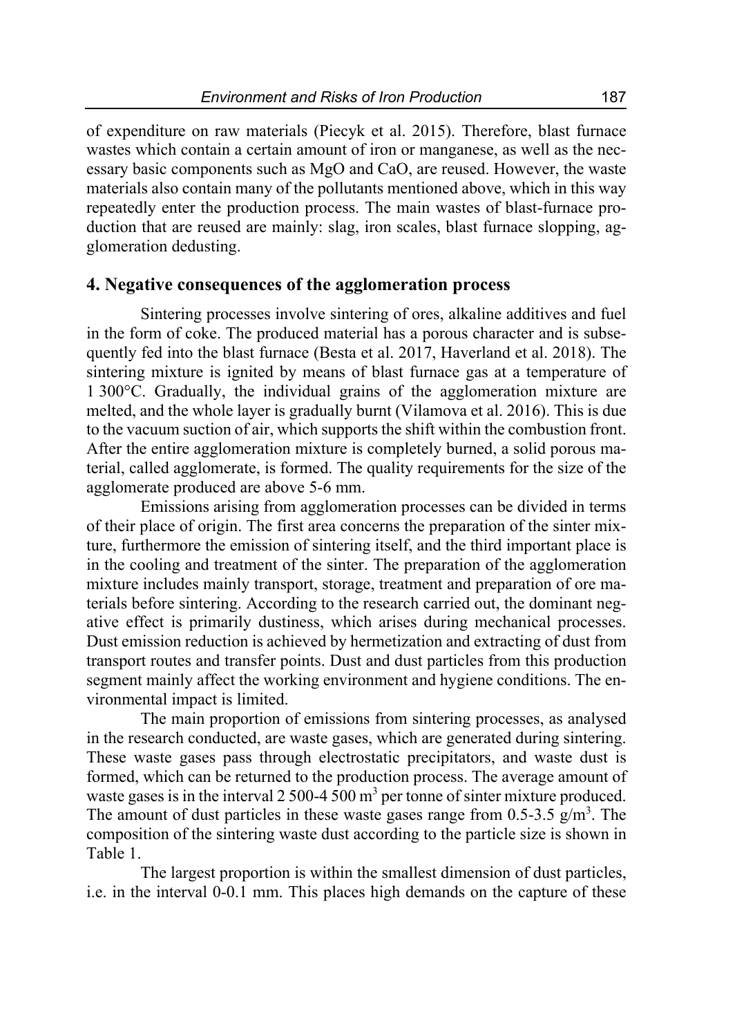of expenditure on raw materials (Piecyk et al. 2015). Therefore, blast furnace wastes which contain a certain amount of iron or manganese, as well as the necessary basic components such as MgO and CaO, are reused. However, the waste materials also contain many of the pollutants mentioned above, which in this way repeatedly enter the production process. The main wastes of blast-furnace production that are reused are mainly: slag, iron scales, blast furnace slopping, agglomeration dedusting.

## 4. Negative consequences of the agglomeration process

Sintering processes involve sintering of ores, alkaline additives and fuel in the form of coke. The produced material has a porous character and is subsequently fed into the blast furnace (Besta et al. 2017, Haverland et al. 2018). The sintering mixture is ignited by means of blast furnace gas at a temperature of 1 300°C. Gradually, the individual grains of the agglomeration mixture are melted, and the whole layer is gradually burnt (Vilamova et al. 2016). This is due to the vacuum suction of air, which supports the shift within the combustion front. After the entire agglomeration mixture is completely burned, a solid porous material, called agglomerate, is formed. The quality requirements for the size of the agglomerate produced are above 5-6 mm.

Emissions arising from agglomeration processes can be divided in terms of their place of origin. The first area concerns the preparation of the sinter mixture, furthermore the emission of sintering itself, and the third important place is in the cooling and treatment of the sinter. The preparation of the agglomeration mixture includes mainly transport, storage, treatment and preparation of ore materials before sintering. According to the research carried out, the dominant negative effect is primarily dustiness, which arises during mechanical processes. Dust emission reduction is achieved by hermetization and extracting of dust from transport routes and transfer points. Dust and dust particles from this production segment mainly affect the working environment and hygiene conditions. The environmental impact is limited.

The main proportion of emissions from sintering processes, as analysed in the research conducted, are waste gases, which are generated during sintering. These waste gases pass through electrostatic precipitators, and waste dust is formed, which can be returned to the production process. The average amount of waste gases is in the interval 2 500-4 500 $m^3$ per tonne of sinter mixture produced. The amount of dust particles in these waste gases range from 0.5-3.5 $g/m^3$. The composition of the sintering waste dust according to the particle size is shown in Table 1.

The largest proportion is within the smallest dimension of dust particles, i.e. in the interval 0-0.1 mm. This places high demands on the capture of these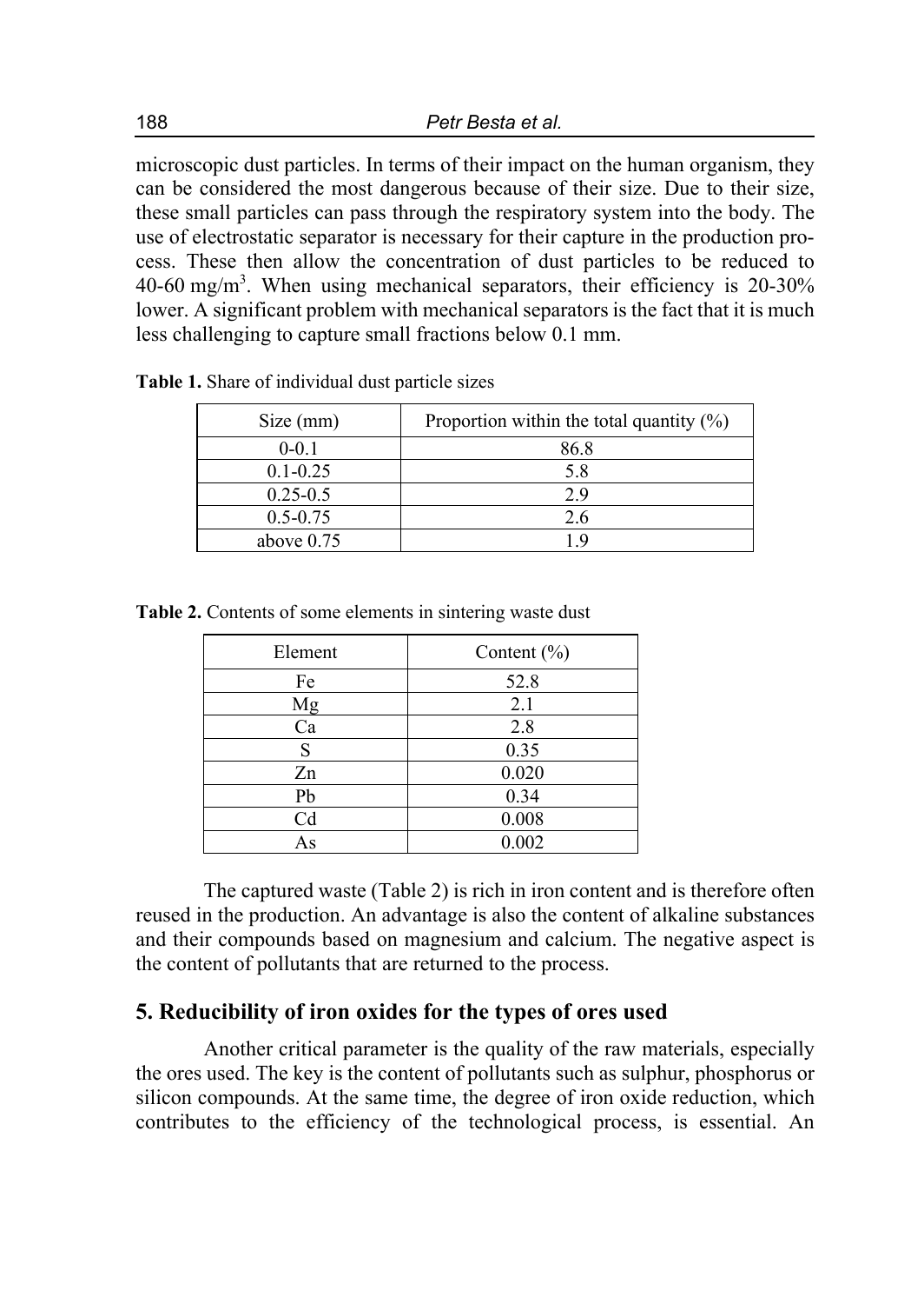microscopic dust particles. In terms of their impact on the human organism, they can be considered the most dangerous because of their size. Due to their size, these small particles can pass through the respiratory system into the body. The use of electrostatic separator is necessary for their capture in the production process. These then allow the concentration of dust particles to be reduced to 40-60 mg/m$^3$. When using mechanical separators, their efficiency is 20-30% lower. A significant problem with mechanical separators is the fact that it is much less challenging to capture small fractions below 0.1 mm.

**Table 1.** Share of individual dust particle sizes

| Size (mm) | Proportion within the total quantity (%) |
|---|---|
| 0-0.1 | 86.8 |
| 0.1-0.25 | 5.8 |
| 0.25-0.5 | 2.9 |
| 0.5-0.75 | 2.6 |
| above 0.75 | 1.9 |

**Table 2.** Contents of some elements in sintering waste dust

| Element | Content (%) |
|---|---|
| Fe | 52.8 |
| Mg | 2.1 |
| Ca | 2.8 |
| S | 0.35 |
| Zn | 0.020 |
| Pb | 0.34 |
| Cd | 0.008 |
| As | 0.002 |

The captured waste (Table 2) is rich in iron content and is therefore often reused in the production. An advantage is also the content of alkaline substances and their compounds based on magnesium and calcium. The negative aspect is the content of pollutants that are returned to the process.

## 5. Reducibility of iron oxides for the types of ores used

Another critical parameter is the quality of the raw materials, especially the ores used. The key is the content of pollutants such as sulphur, phosphorus or silicon compounds. At the same time, the degree of iron oxide reduction, which contributes to the efficiency of the technological process, is essential. An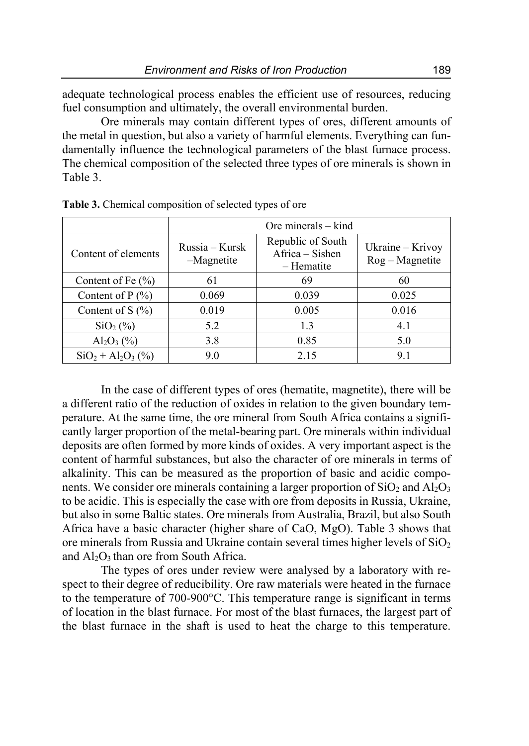adequate technological process enables the efficient use of resources, reducing fuel consumption and ultimately, the overall environmental burden.

Ore minerals may contain different types of ores, different amounts of the metal in question, but also a variety of harmful elements. Everything can fundamentally influence the technological parameters of the blast furnace process. The chemical composition of the selected three types of ore minerals is shown in Table 3.

**Table 3.** Chemical composition of selected types of ore

| | Ore minerals – kind | | |
|---|---|---|---|
| Content of elements | Russia – Kursk –Magnetite | Republic of South Africa – Sishen – Hematite | Ukraine – Krivoy Rog – Magnetite |
| Content of Fe (%) | 61 | 69 | 60 |
| Content of P (%) | 0.069 | 0.039 | 0.025 |
| Content of S (%) | 0.019 | 0.005 | 0.016 |
| $SiO_2$ (%) | 5.2 | 1.3 | 4.1 |
| $Al_2O_3$ (%) | 3.8 | 0.85 | 5.0 |
| $SiO_2 + Al_2O_3$ (%) | 9.0 | 2.15 | 9.1 |

In the case of different types of ores (hematite, magnetite), there will be a different ratio of the reduction of oxides in relation to the given boundary temperature. At the same time, the ore mineral from South Africa contains a significantly larger proportion of the metal-bearing part. Ore minerals within individual deposits are often formed by more kinds of oxides. A very important aspect is the content of harmful substances, but also the character of ore minerals in terms of alkalinity. This can be measured as the proportion of basic and acidic components. We consider ore minerals containing a larger proportion of $SiO_2$ and $Al_2O_3$ to be acidic. This is especially the case with ore from deposits in Russia, Ukraine, but also in some Baltic states. Ore minerals from Australia, Brazil, but also South Africa have a basic character (higher share of CaO, MgO). Table 3 shows that ore minerals from Russia and Ukraine contain several times higher levels of $SiO_2$ and $Al_2O_3$ than ore from South Africa.

The types of ores under review were analysed by a laboratory with respect to their degree of reducibility. Ore raw materials were heated in the furnace to the temperature of 700-900°C. This temperature range is significant in terms of location in the blast furnace. For most of the blast furnaces, the largest part of the blast furnace in the shaft is used to heat the charge to this temperature.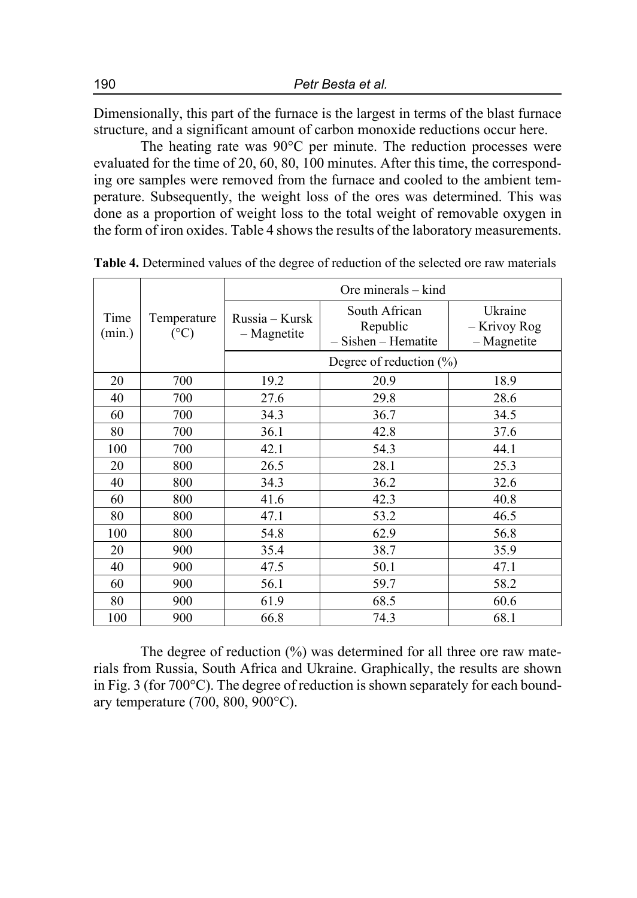Dimensionally, this part of the furnace is the largest in terms of the blast furnace structure, and a significant amount of carbon monoxide reductions occur here.

The heating rate was 90°C per minute. The reduction processes were evaluated for the time of 20, 60, 80, 100 minutes. After this time, the corresponding ore samples were removed from the furnace and cooled to the ambient temperature. Subsequently, the weight loss of the ores was determined. This was done as a proportion of weight loss to the total weight of removable oxygen in the form of iron oxides. Table 4 shows the results of the laboratory measurements.

**Table 4.** Determined values of the degree of reduction of the selected ore raw materials

| Time (min.) | Temperature (°C) | Ore minerals – kind | | |
|---|---|---|---|---|
| | | Russia – Kursk – Magnetite | South African Republic – Sishen – Hematite | Ukraine – Krivoy Rog – Magnetite |
| | | Degree of reduction (%) | | |
| 20 | 700 | 19.2 | 20.9 | 18.9 |
| 40 | 700 | 27.6 | 29.8 | 28.6 |
| 60 | 700 | 34.3 | 36.7 | 34.5 |
| 80 | 700 | 36.1 | 42.8 | 37.6 |
| 100 | 700 | 42.1 | 54.3 | 44.1 |
| 20 | 800 | 26.5 | 28.1 | 25.3 |
| 40 | 800 | 34.3 | 36.2 | 32.6 |
| 60 | 800 | 41.6 | 42.3 | 40.8 |
| 80 | 800 | 47.1 | 53.2 | 46.5 |
| 100 | 800 | 54.8 | 62.9 | 56.8 |
| 20 | 900 | 35.4 | 38.7 | 35.9 |
| 40 | 900 | 47.5 | 50.1 | 47.1 |
| 60 | 900 | 56.1 | 59.7 | 58.2 |
| 80 | 900 | 61.9 | 68.5 | 60.6 |
| 100 | 900 | 66.8 | 74.3 | 68.1 |

The degree of reduction (%) was determined for all three ore raw materials from Russia, South Africa and Ukraine. Graphically, the results are shown in Fig. 3 (for 700°C). The degree of reduction is shown separately for each boundary temperature (700, 800, 900°C).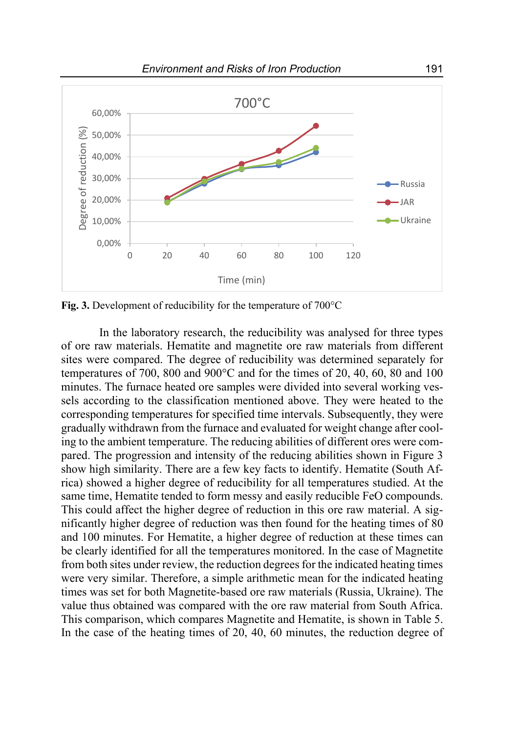**Fig. 3.** Development of reducibility for the temperature of 700°C

In the laboratory research, the reducibility was analysed for three types of ore raw materials. Hematite and magnetite ore raw materials from different sites were compared. The degree of reducibility was determined separately for temperatures of 700, 800 and 900°C and for the times of 20, 40, 60, 80 and 100 minutes. The furnace heated ore samples were divided into several working vessels according to the classification mentioned above. They were heated to the corresponding temperatures for specified time intervals. Subsequently, they were gradually withdrawn from the furnace and evaluated for weight change after cooling to the ambient temperature. The reducing abilities of different ores were compared. The progression and intensity of the reducing abilities shown in Figure 3 show high similarity. There are a few key facts to identify. Hematite (South Africa) showed a higher degree of reducibility for all temperatures studied. At the same time, Hematite tended to form messy and easily reducible FeO compounds. This could affect the higher degree of reduction in this ore raw material. A significantly higher degree of reduction was then found for the heating times of 80 and 100 minutes. For Hematite, a higher degree of reduction at these times can be clearly identified for all the temperatures monitored. In the case of Magnetite from both sites under review, the reduction degrees for the indicated heating times were very similar. Therefore, a simple arithmetic mean for the indicated heating times was set for both Magnetite-based ore raw materials (Russia, Ukraine). The value thus obtained was compared with the ore raw material from South Africa. This comparison, which compares Magnetite and Hematite, is shown in Table 5. In the case of the heating times of 20, 40, 60 minutes, the reduction degree of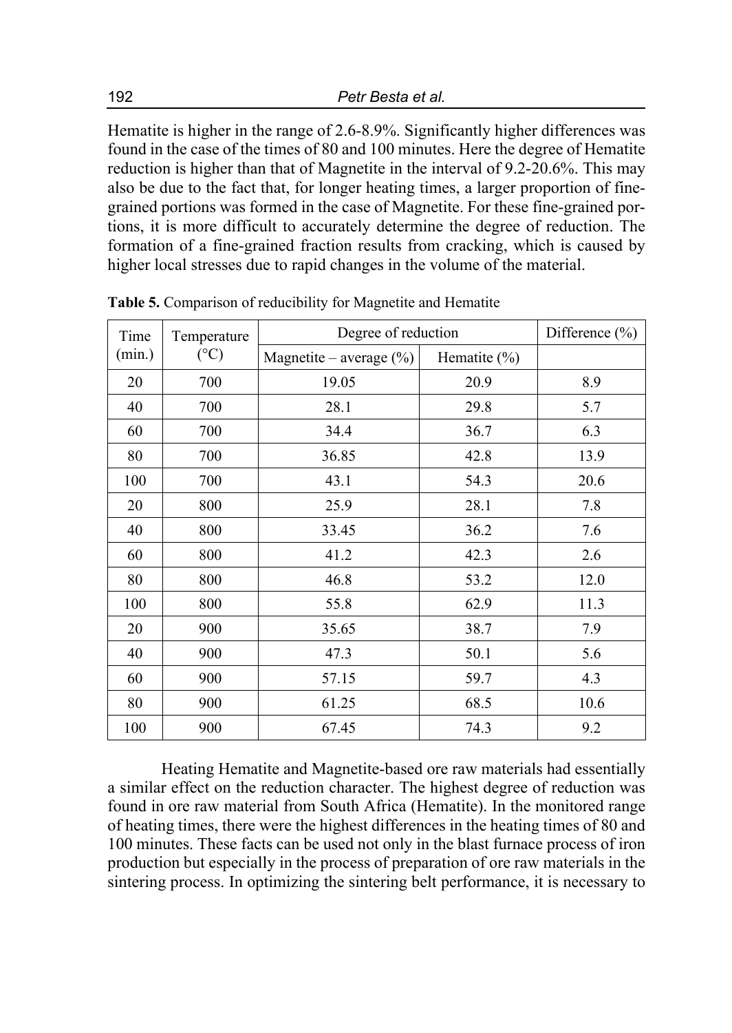Hematite is higher in the range of 2.6-8.9%. Significantly higher differences was found in the case of the times of 80 and 100 minutes. Here the degree of Hematite reduction is higher than that of Magnetite in the interval of 9.2-20.6%. This may also be due to the fact that, for longer heating times, a larger proportion of fine-grained portions was formed in the case of Magnetite. For these fine-grained portions, it is more difficult to accurately determine the degree of reduction. The formation of a fine-grained fraction results from cracking, which is caused by higher local stresses due to rapid changes in the volume of the material.

**Table 5.** Comparison of reducibility for Magnetite and Hematite

| Time (min.) | Temperature (°C) | Degree of reduction | | Difference (%) |
|---|---|---|---|---|
| | | Magnetite – average (%) | Hematite (%) | |
| 20 | 700 | 19.05 | 20.9 | 8.9 |
| 40 | 700 | 28.1 | 29.8 | 5.7 |
| 60 | 700 | 34.4 | 36.7 | 6.3 |
| 80 | 700 | 36.85 | 42.8 | 13.9 |
| 100 | 700 | 43.1 | 54.3 | 20.6 |
| 20 | 800 | 25.9 | 28.1 | 7.8 |
| 40 | 800 | 33.45 | 36.2 | 7.6 |
| 60 | 800 | 41.2 | 42.3 | 2.6 |
| 80 | 800 | 46.8 | 53.2 | 12.0 |
| 100 | 800 | 55.8 | 62.9 | 11.3 |
| 20 | 900 | 35.65 | 38.7 | 7.9 |
| 40 | 900 | 47.3 | 50.1 | 5.6 |
| 60 | 900 | 57.15 | 59.7 | 4.3 |
| 80 | 900 | 61.25 | 68.5 | 10.6 |
| 100 | 900 | 67.45 | 74.3 | 9.2 |

Heating Hematite and Magnetite-based ore raw materials had essentially a similar effect on the reduction character. The highest degree of reduction was found in ore raw material from South Africa (Hematite). In the monitored range of heating times, there were the highest differences in the heating times of 80 and 100 minutes. These facts can be used not only in the blast furnace process of iron production but especially in the process of preparation of ore raw materials in the sintering process. In optimizing the sintering belt performance, it is necessary to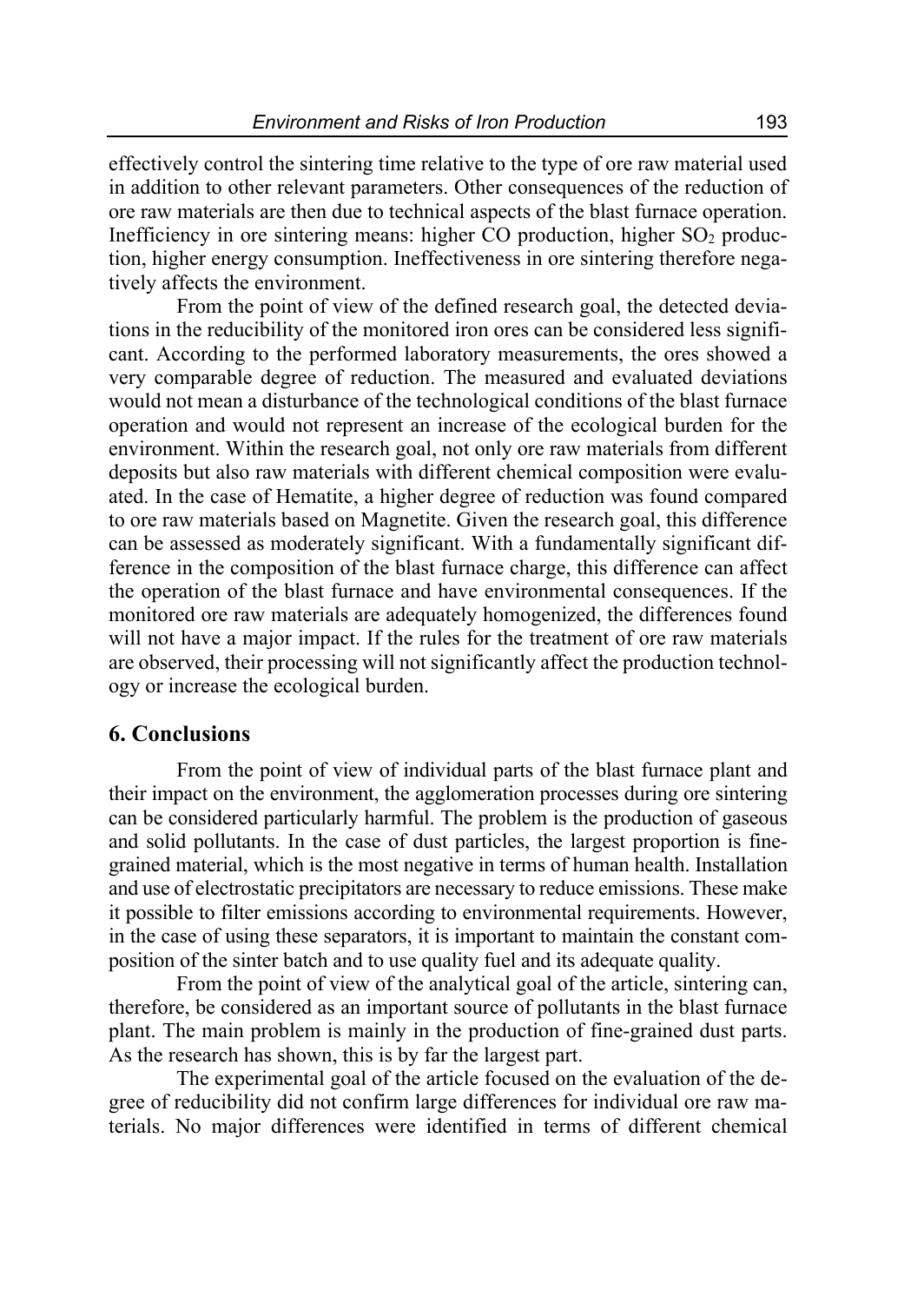effectively control the sintering time relative to the type of ore raw material used in addition to other relevant parameters. Other consequences of the reduction of ore raw materials are then due to technical aspects of the blast furnace operation. Inefficiency in ore sintering means: higher CO production, higher $SO_2$ production, higher energy consumption. Ineffectiveness in ore sintering therefore negatively affects the environment.

From the point of view of the defined research goal, the detected deviations in the reducibility of the monitored iron ores can be considered less significant. According to the performed laboratory measurements, the ores showed a very comparable degree of reduction. The measured and evaluated deviations would not mean a disturbance of the technological conditions of the blast furnace operation and would not represent an increase of the ecological burden for the environment. Within the research goal, not only ore raw materials from different deposits but also raw materials with different chemical composition were evaluated. In the case of Hematite, a higher degree of reduction was found compared to ore raw materials based on Magnetite. Given the research goal, this difference can be assessed as moderately significant. With a fundamentally significant difference in the composition of the blast furnace charge, this difference can affect the operation of the blast furnace and have environmental consequences. If the monitored ore raw materials are adequately homogenized, the differences found will not have a major impact. If the rules for the treatment of ore raw materials are observed, their processing will not significantly affect the production technology or increase the ecological burden.

## 6. Conclusions

From the point of view of individual parts of the blast furnace plant and their impact on the environment, the agglomeration processes during ore sintering can be considered particularly harmful. The problem is the production of gaseous and solid pollutants. In the case of dust particles, the largest proportion is fine-grained material, which is the most negative in terms of human health. Installation and use of electrostatic precipitators are necessary to reduce emissions. These make it possible to filter emissions according to environmental requirements. However, in the case of using these separators, it is important to maintain the constant composition of the sinter batch and to use quality fuel and its adequate quality.

From the point of view of the analytical goal of the article, sintering can, therefore, be considered as an important source of pollutants in the blast furnace plant. The main problem is mainly in the production of fine-grained dust parts. As the research has shown, this is by far the largest part.

The experimental goal of the article focused on the evaluation of the degree of reducibility did not confirm large differences for individual ore raw materials. No major differences were identified in terms of different chemical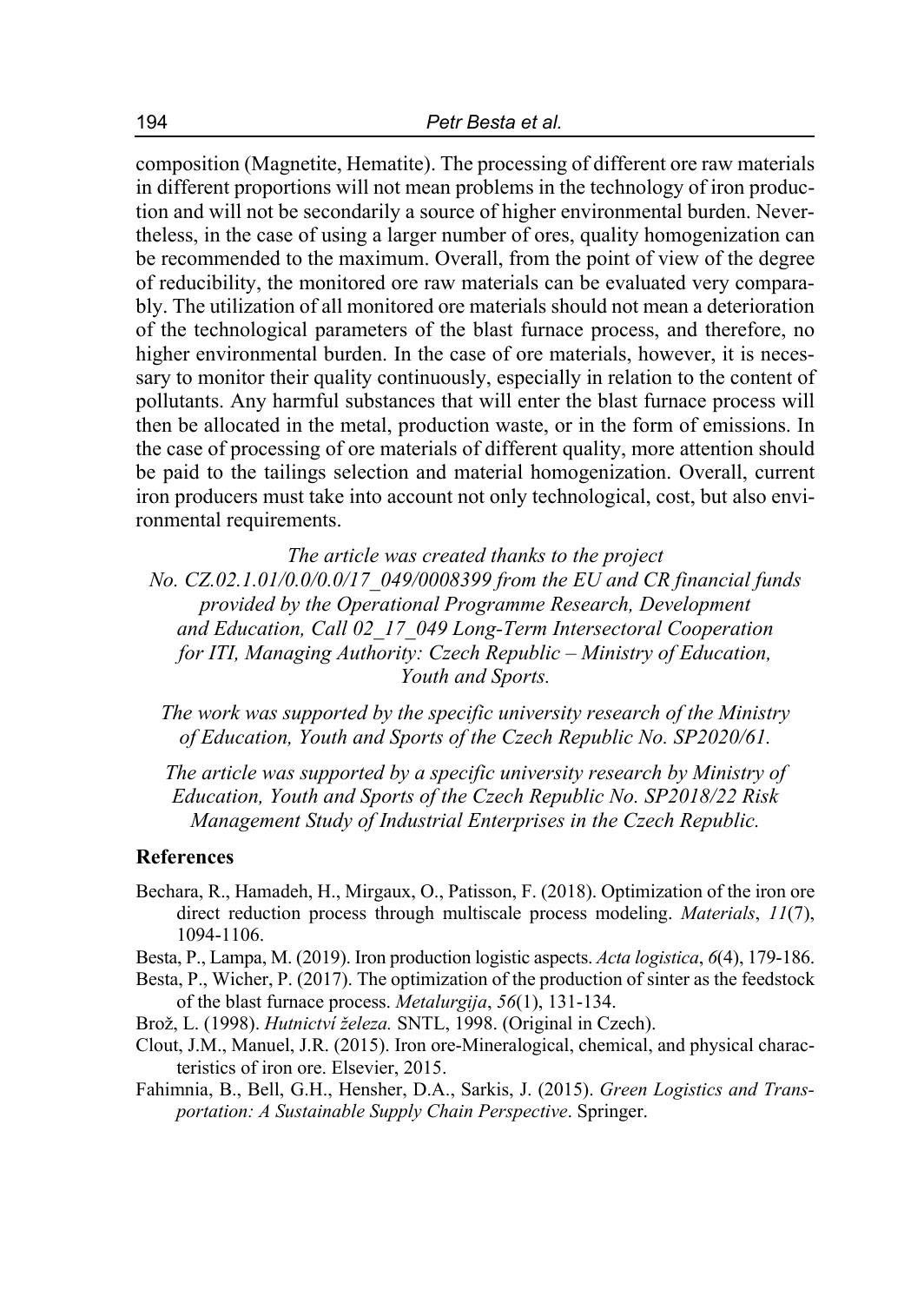composition (Magnetite, Hematite). The processing of different ore raw materials in different proportions will not mean problems in the technology of iron production and will not be secondarily a source of higher environmental burden. Nevertheless, in the case of using a larger number of ores, quality homogenization can be recommended to the maximum. Overall, from the point of view of the degree of reducibility, the monitored ore raw materials can be evaluated very comparably. The utilization of all monitored ore materials should not mean a deterioration of the technological parameters of the blast furnace process, and therefore, no higher environmental burden. In the case of ore materials, however, it is necessary to monitor their quality continuously, especially in relation to the content of pollutants. Any harmful substances that will enter the blast furnace process will then be allocated in the metal, production waste, or in the form of emissions. In the case of processing of ore materials of different quality, more attention should be paid to the tailings selection and material homogenization. Overall, current iron producers must take into account not only technological, cost, but also environmental requirements.

*The article was created thanks to the project No. CZ.02.1.01/0.0/0.0/17_049/0008399 from the EU and CR financial funds provided by the Operational Programme Research, Development and Education, Call 02_17_049 Long-Term Intersectoral Cooperation for ITI, Managing Authority: Czech Republic – Ministry of Education, Youth and Sports.*

*The work was supported by the specific university research of the Ministry of Education, Youth and Sports of the Czech Republic No. SP2020/61.*

*The article was supported by a specific university research by Ministry of Education, Youth and Sports of the Czech Republic No. SP2018/22 Risk Management Study of Industrial Enterprises in the Czech Republic.*

## References

Bechara, R., Hamadeh, H., Mirgaux, O., Patisson, F. (2018). Optimization of the iron ore direct reduction process through multiscale process modeling. *Materials*, *11*(7), 1094-1106.

Besta, P., Lampa, M. (2019). Iron production logistic aspects. *Acta logistica*, *6*(4), 179-186.

Besta, P., Wicher, P. (2017). The optimization of the production of sinter as the feedstock of the blast furnace process. *Metalurgija*, *56*(1), 131-134.

Brož, L. (1998). *Hutnictví železa.* SNTL, 1998. (Original in Czech).

Clout, J.M., Manuel, J.R. (2015). Iron ore-Mineralogical, chemical, and physical characteristics of iron ore. Elsevier, 2015.

Fahimnia, B., Bell, G.H., Hensher, D.A., Sarkis, J. (2015). *Green Logistics and Transportation: A Sustainable Supply Chain Perspective*. Springer.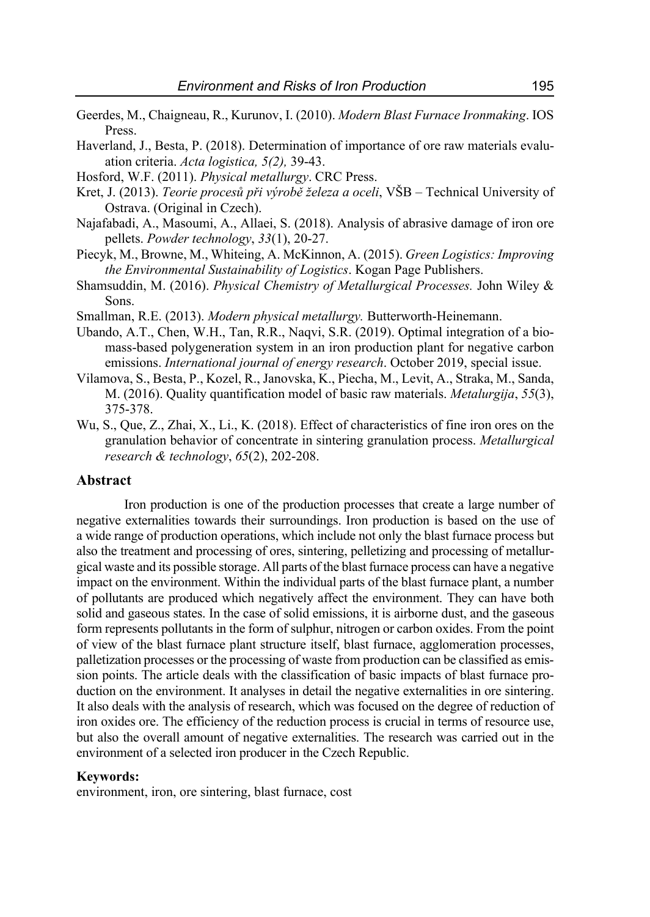Geerdes, M., Chaigneau, R., Kurunov, I. (2010). *Modern Blast Furnace Ironmaking*. IOS Press.

Haverland, J., Besta, P. (2018). Determination of importance of ore raw materials evaluation criteria. *Acta logistica, 5(2),* 39-43.

Hosford, W.F. (2011). *Physical metallurgy*. CRC Press.

Kret, J. (2013). *Teorie procesů při výrobě železa a oceli*, VŠB – Technical University of Ostrava. (Original in Czech).

Najafabadi, A., Masoumi, A., Allaei, S. (2018). Analysis of abrasive damage of iron ore pellets. *Powder technology*, *33*(1), 20-27.

Piecyk, M., Browne, M., Whiteing, A. McKinnon, A. (2015). *Green Logistics: Improving the Environmental Sustainability of Logistics*. Kogan Page Publishers.

Shamsuddin, M. (2016). *Physical Chemistry of Metallurgical Processes.* John Wiley & Sons.

Smallman, R.E. (2013). *Modern physical metallurgy.* Butterworth-Heinemann.

Ubando, A.T., Chen, W.H., Tan, R.R., Naqvi, S.R. (2019). Optimal integration of a biomass-based polygeneration system in an iron production plant for negative carbon emissions. *International journal of energy research*. October 2019, special issue.

Vilamova, S., Besta, P., Kozel, R., Janovska, K., Piecha, M., Levit, A., Straka, M., Sanda, M. (2016). Quality quantification model of basic raw materials. *Metalurgija*, *55*(3), 375-378.

Wu, S., Que, Z., Zhai, X., Li., K. (2018). Effect of characteristics of fine iron ores on the granulation behavior of concentrate in sintering granulation process. *Metallurgical research & technology*, *65*(2), 202-208.

## Abstract

Iron production is one of the production processes that create a large number of negative externalities towards their surroundings. Iron production is based on the use of a wide range of production operations, which include not only the blast furnace process but also the treatment and processing of ores, sintering, pelletizing and processing of metallurgical waste and its possible storage. All parts of the blast furnace process can have a negative impact on the environment. Within the individual parts of the blast furnace plant, a number of pollutants are produced which negatively affect the environment. They can have both solid and gaseous states. In the case of solid emissions, it is airborne dust, and the gaseous form represents pollutants in the form of sulphur, nitrogen or carbon oxides. From the point of view of the blast furnace plant structure itself, blast furnace, agglomeration processes, palletization processes or the processing of waste from production can be classified as emission points. The article deals with the classification of basic impacts of blast furnace production on the environment. It analyses in detail the negative externalities in ore sintering. It also deals with the analysis of research, which was focused on the degree of reduction of iron oxides ore. The efficiency of the reduction process is crucial in terms of resource use, but also the overall amount of negative externalities. The research was carried out in the environment of a selected iron producer in the Czech Republic.

**Keywords:**

environment, iron, ore sintering, blast furnace, cost